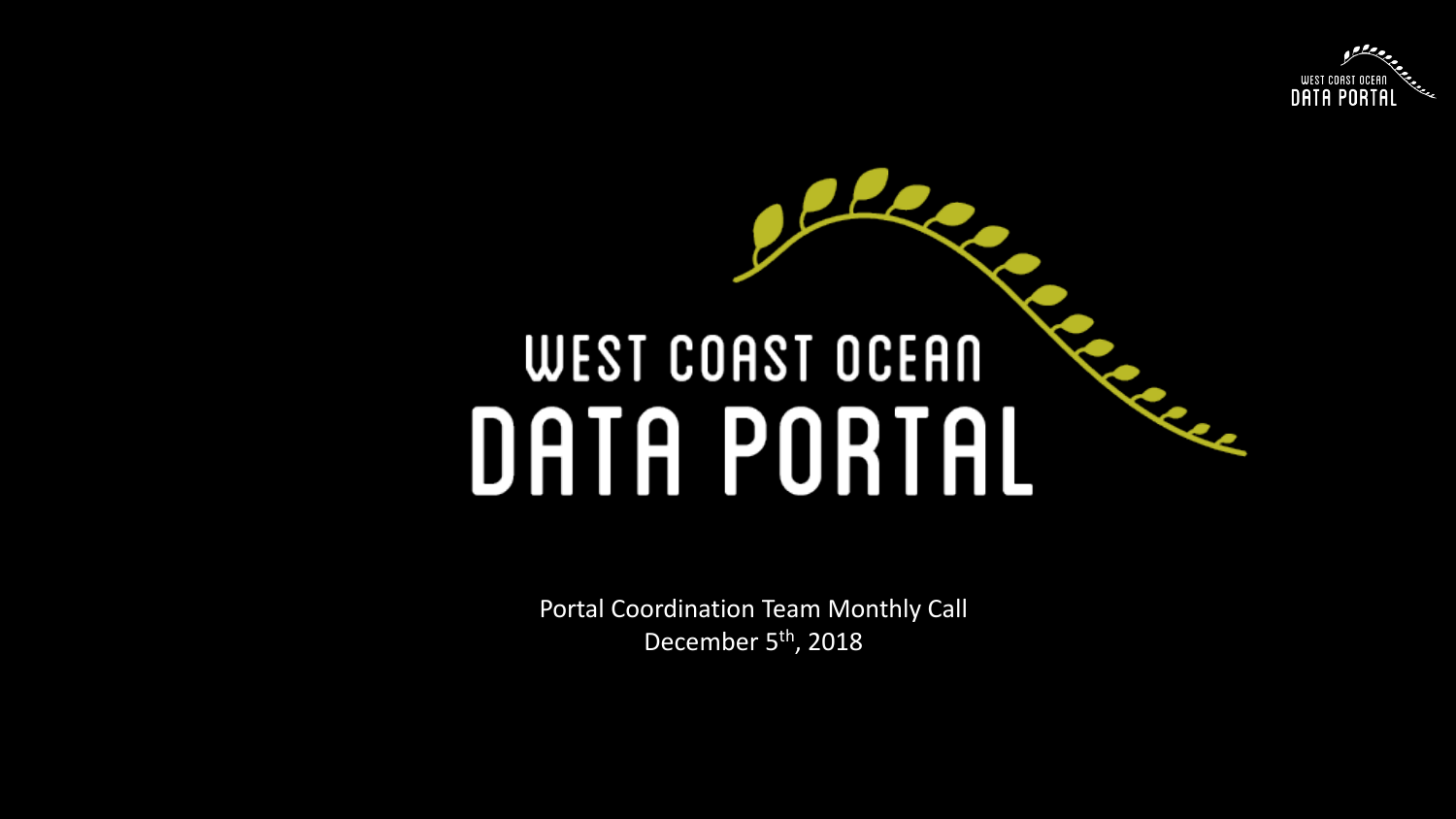# WEST COAST OCEAN DATA PORTAL

Portal Coordination Team Monthly Call

December 5th, 2018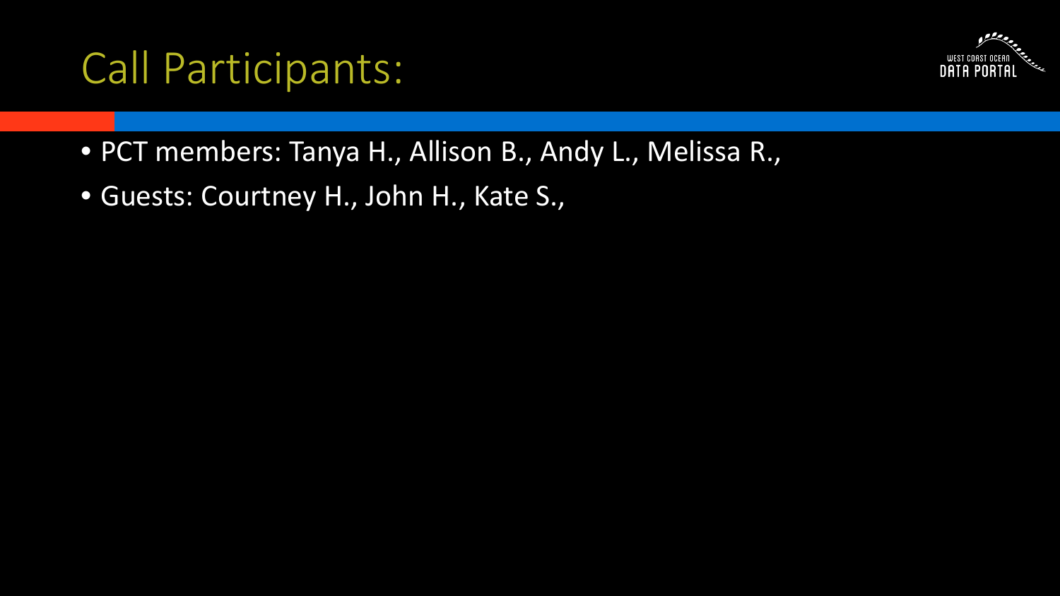# Call Participants:

- PCT members: Tanya H., Allison B., Andy L., Melissa R.,
- Guests: Courtney H., John H., Kate S.,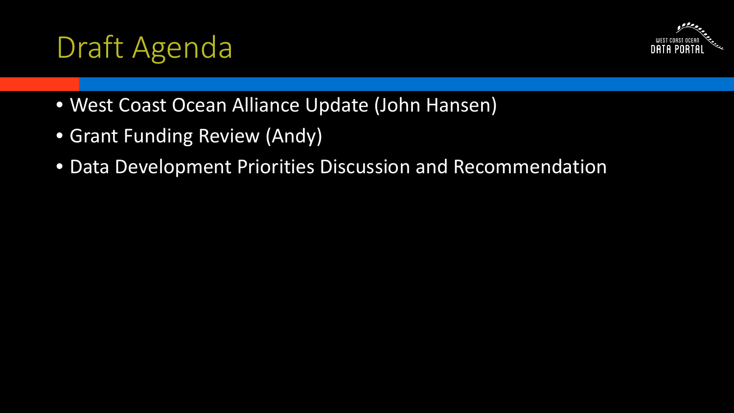# Draft Agenda

- West Coast Ocean Alliance Update (John Hansen)
- Grant Funding Review (Andy)
- Data Development Priorities Discussion and Recommendation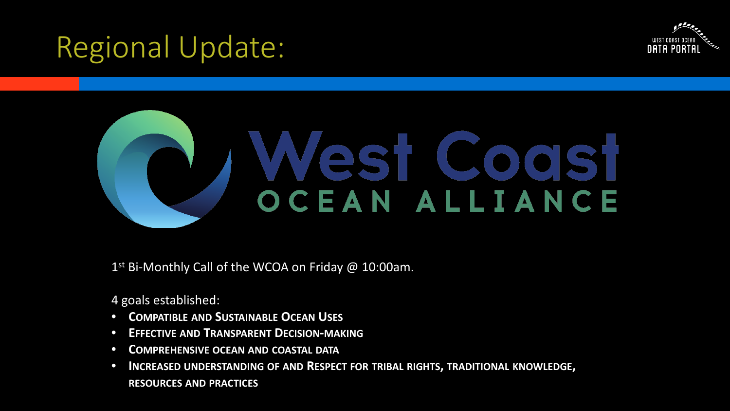# Regional Update:

West Coast Ocean Alliance

1st Bi-Monthly Call of the WCOA on Friday @ 10:00am.

4 goals established:

- **Compatible and Sustainable Ocean Uses**
- **Effective and Transparent Decision-making**
- **Comprehensive ocean and coastal data**
- **Increased understanding of and Respect for tribal rights, traditional knowledge, resources and practices**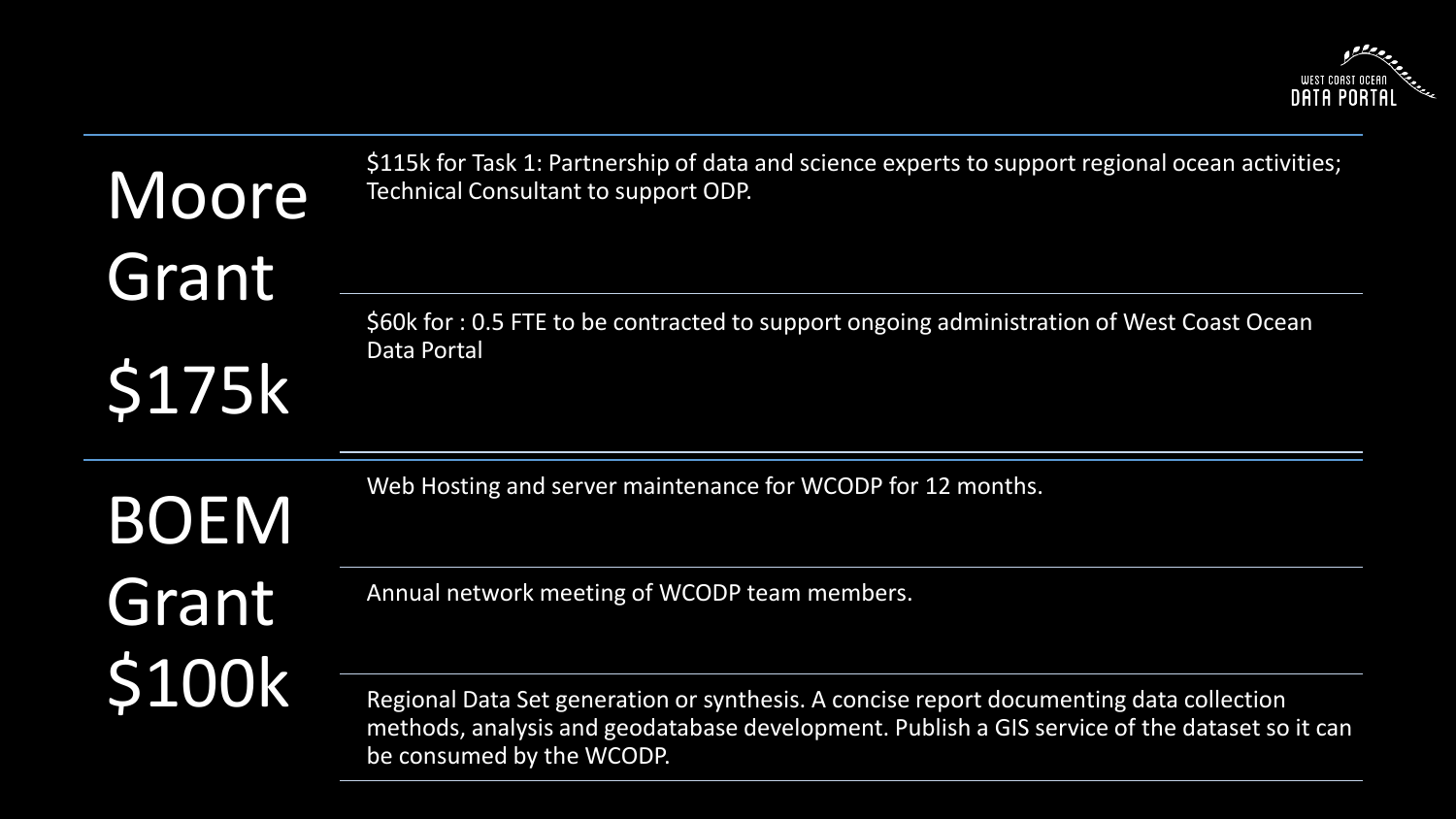## Moore Grant $175k

- $115k for Task 1: Partnership of data and science experts to support regional ocean activities; Technical Consultant to support ODP.
- $60k for : 0.5 FTE to be contracted to support ongoing administration of West Coast Ocean Data Portal

## BOEM Grant $100k

- Web Hosting and server maintenance for WCODP for 12 months.
- Annual network meeting of WCODP team members.
- Regional Data Set generation or synthesis. A concise report documenting data collection methods, analysis and geodatabase development. Publish a GIS service of the dataset so it can be consumed by the WCODP.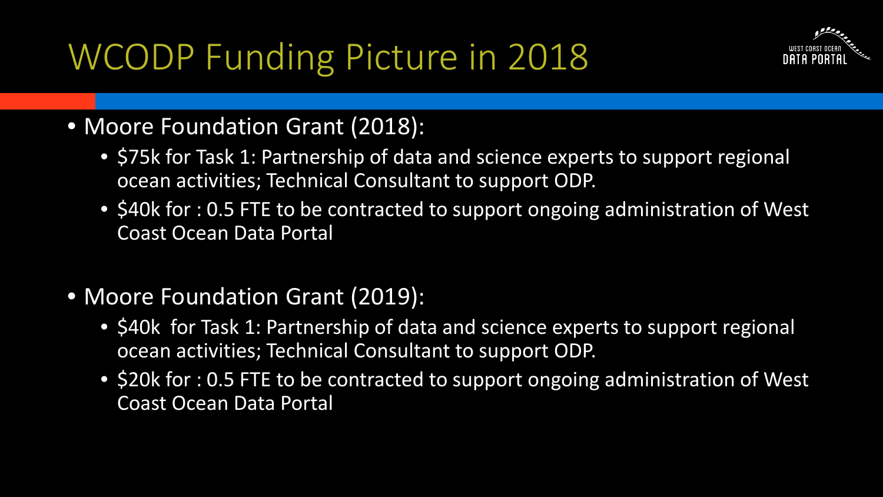# WCODP Funding Picture in 2018

- Moore Foundation Grant (2018):
  - $75k for Task 1: Partnership of data and science experts to support regional ocean activities; Technical Consultant to support ODP.
  - $40k for : 0.5 FTE to be contracted to support ongoing administration of West Coast Ocean Data Portal
- Moore Foundation Grant (2019):
  - $40k for Task 1: Partnership of data and science experts to support regional ocean activities; Technical Consultant to support ODP.
  - $20k for : 0.5 FTE to be contracted to support ongoing administration of West Coast Ocean Data Portal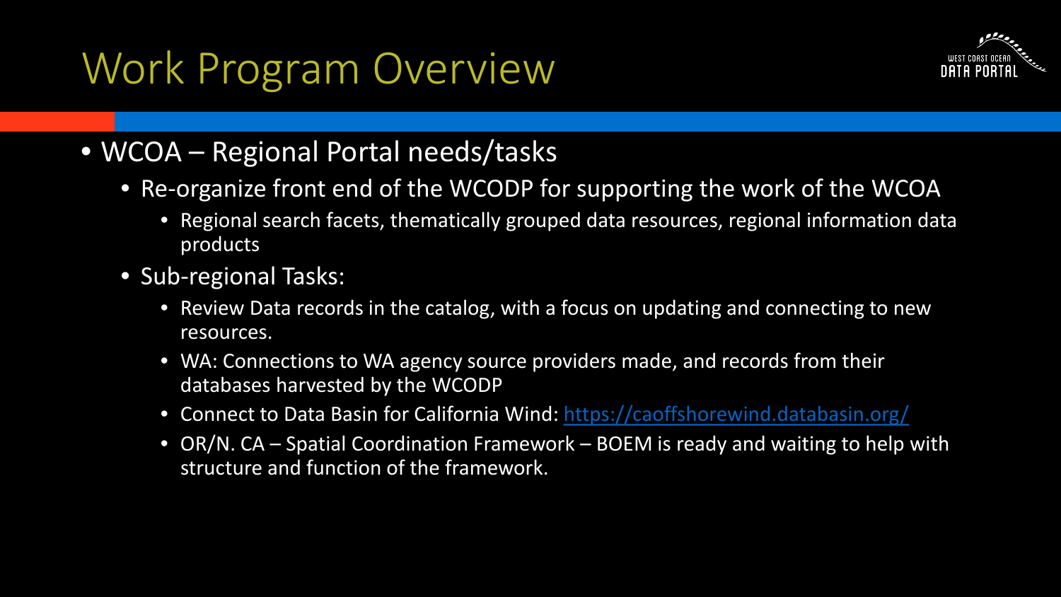# Work Program Overview

- WCOA – Regional Portal needs/tasks
  - Re-organize front end of the WCODP for supporting the work of the WCOA
    - Regional search facets, thematically grouped data resources, regional information data products
  - Sub-regional Tasks:
    - Review Data records in the catalog, with a focus on updating and connecting to new resources.
    - WA: Connections to WA agency source providers made, and records from their databases harvested by the WCODP
    - Connect to Data Basin for California Wind: https://caoffshorewind.databasin.org/
    - OR/N. CA – Spatial Coordination Framework – BOEM is ready and waiting to help with structure and function of the framework.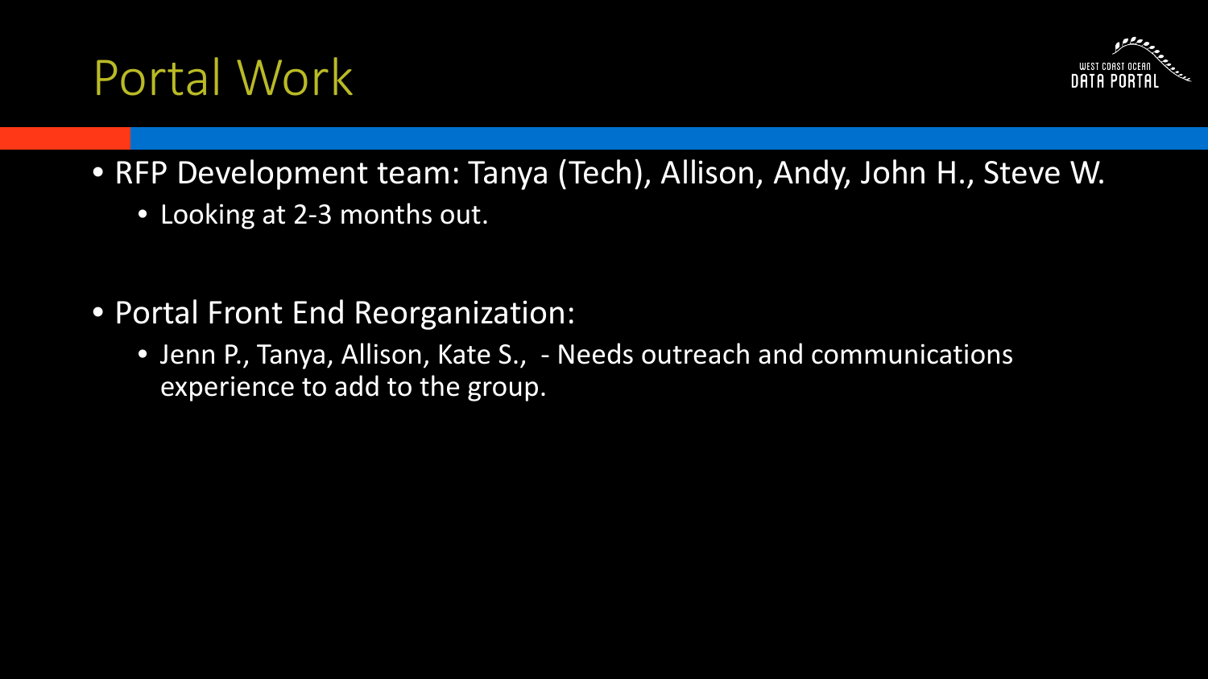# Portal Work

- RFP Development team: Tanya (Tech), Allison, Andy, John H., Steve W.
  - Looking at 2-3 months out.

- Portal Front End Reorganization:
  - Jenn P., Tanya, Allison, Kate S., - Needs outreach and communications experience to add to the group.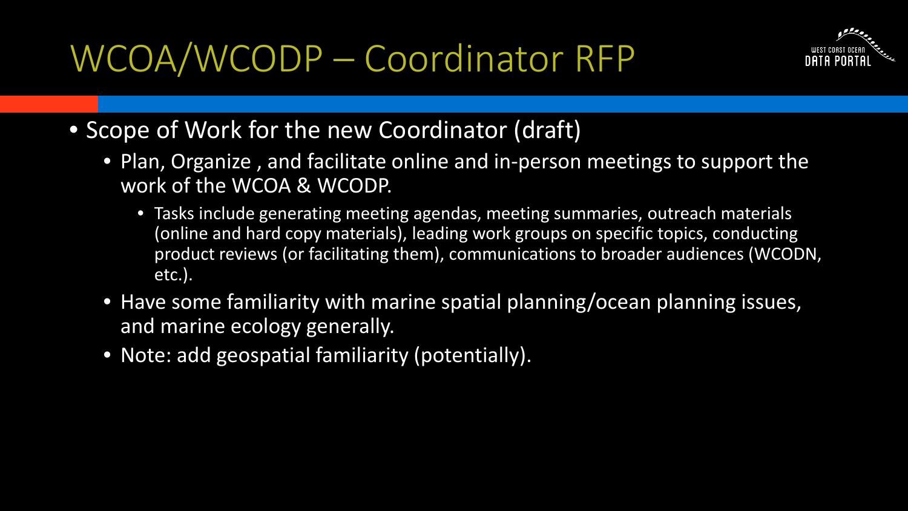# WCOA/WCODP – Coordinator RFP

- Scope of Work for the new Coordinator (draft)
  - Plan, Organize , and facilitate online and in-person meetings to support the work of the WCOA & WCODP.
    - Tasks include generating meeting agendas, meeting summaries, outreach materials (online and hard copy materials), leading work groups on specific topics, conducting product reviews (or facilitating them), communications to broader audiences (WCODN, etc.).
  - Have some familiarity with marine spatial planning/ocean planning issues, and marine ecology generally.
  - Note: add geospatial familiarity (potentially).